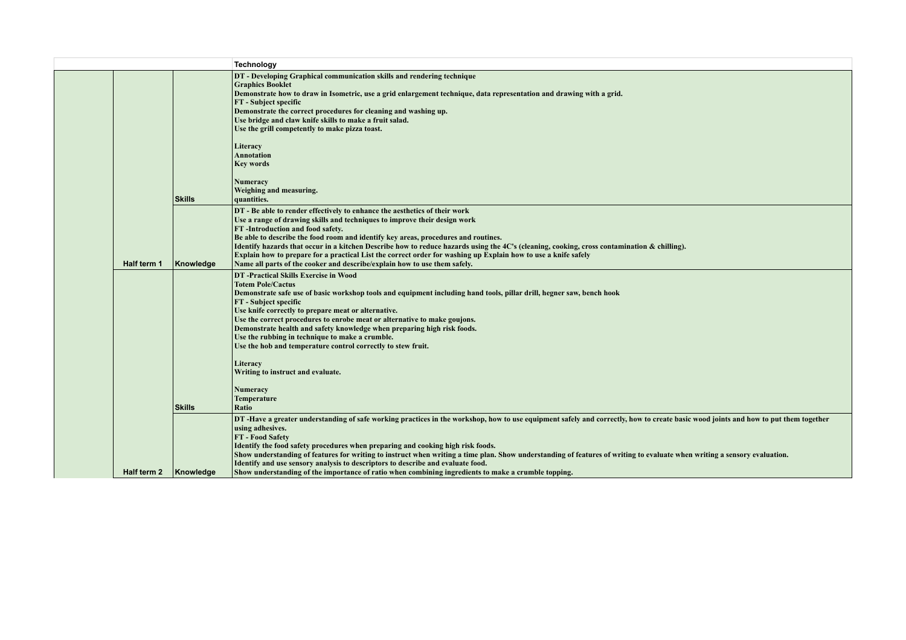| | | | Technology |
|---|---|---|---|
| | | Skills | **DT - Developing Graphical communication skills and rendering technique**<br>**Graphics Booklet**<br>**Demonstrate how to draw in Isometric, use a grid enlargement technique, data representation and drawing with a grid.**<br>**FT - Subject specific**<br>**Demonstrate the correct procedures for cleaning and washing up.**<br>**Use bridge and claw knife skills to make a fruit salad.**<br>**Use the grill competently to make pizza toast.**<br><br>**Literacy**<br>**Annotation**<br>**Key words**<br><br>**Numeracy**<br>**Weighing and measuring.**<br>**quantities.** |
| | Half term 1 | Knowledge | **DT - Be able to render effectively to enhance the aesthetics of their work**<br>**Use a range of drawing skills and techniques to improve their design work**<br>**FT -Introduction and food safety.**<br>**Be able to describe the food room and identify key areas, procedures and routines.**<br>**Identify hazards that occur in a kitchen Describe how to reduce hazards using the 4C's (cleaning, cooking, cross contamination & chilling).**<br>**Explain how to prepare for a practical List the correct order for washing up Explain how to use a knife safely**<br>**Name all parts of the cooker and describe/explain how to use them safely.** |
| | | Skills | **DT -Practical Skills Exercise in Wood**<br>**Totem Pole/Cactus**<br>**Demonstrate safe use of basic workshop tools and equipment including hand tools, pillar drill, hegner saw, bench hook**<br>**FT - Subject specific**<br>**Use knife correctly to prepare meat or alternative.**<br>**Use the correct procedures to enrobe meat or alternative to make goujons.**<br>**Demonstrate health and safety knowledge when preparing high risk foods.**<br>**Use the rubbing in technique to make a crumble.**<br>**Use the hob and temperature control correctly to stew fruit.**<br><br>**Literacy**<br>**Writing to instruct and evaluate.**<br><br>**Numeracy**<br>**Temperature**<br>**Ratio** |
| | Half term 2 | Knowledge | **DT -Have a greater understanding of safe working practices in the workshop, how to use equipment safely and correctly, how to create basic wood joints and how to put them together using adhesives.**<br>**FT - Food Safety**<br>**Identify the food safety procedures when preparing and cooking high risk foods.**<br>**Show understanding of features for writing to instruct when writing a time plan. Show understanding of features of writing to evaluate when writing a sensory evaluation.**<br>**Identify and use sensory analysis to descriptors to describe and evaluate food.**<br>**Show understanding of the importance of ratio when combining ingredients to make a crumble topping.** |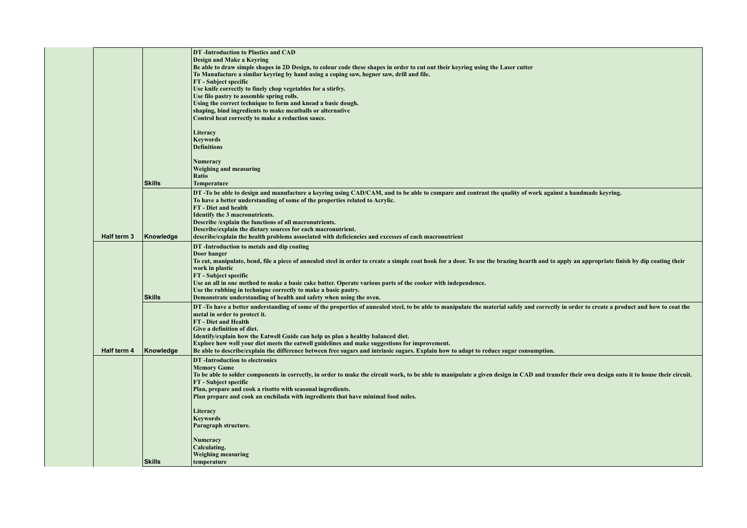| | | | |
|---|---|---|---|
| | | **Skills** | **DT -Introduction to Plastics and CAD**<br>**Design and Make a Keyring**<br>**Be able to draw simple shapes in 2D Design, to colour code these shapes in order to cut out their keyring using the Laser cutter**<br>**To Manufacture a similar keyring by hand using a coping saw, hegner saw, drill and file.**<br>**FT - Subject specific**<br>**Use knife correctly to finely chop vegetables for a stirfry.**<br>**Use filo pastry to assemble spring rolls.**<br>**Using the correct technique to form and knead a basic dough.**<br>**shaping, bind ingredients to make meatballs or alternative**<br>**Control heat correctly to make a reduction sauce.**<br><br>**Literacy**<br>**Keywords**<br>**Definitions**<br><br>**Numeracy**<br>**Weighing and measuring**<br>**Ratio**<br>**Temperature** |
| | **Half term 3** | **Knowledge** | **DT -To be able to design and manufacture a keyring using CAD/CAM, and to be able to compare and contrast the quality of work against a handmade keyring.**<br>**To have a better understanding of some of the properties related to Acrylic.**<br>**FT - Diet and health**<br>**Identify the 3 macronutrients.**<br>**Describe /explain the functions of all macronutrients.**<br>**Describe/explain the dietary sources for each macronutrient.**<br>**describe/explain the health problems associated with deficiencies and excesses of each macronutrient** |
| | | **Skills** | **DT -Introduction to metals and dip coating**<br>**Door hanger**<br>**To cut, manipulate, bend, file a piece of annealed steel in order to create a simple coat hook for a door. To use the brazing hearth and to apply an appropriate finish by dip coating their work in plastic**<br>**FT - Subject specific**<br>**Use an all in one method to make a basic cake batter. Operate various parts of the cooker with independence.**<br>**Use the rubbing in technique correctly to make a basic pastry.**<br>**Demonstrate understanding of health and safety when using the oven.** |
| | **Half term 4** | **Knowledge** | **DT -To have a better understanding of some of the properties of annealed steel, to be able to manipulate the material safely and correctly in order to create a product and how to coat the metal in order to protect it.**<br>**FT - Diet and Health**<br>**Give a definition of diet.**<br>**Identify/explain how the Eatwell Guide can help us plan a healthy balanced diet.**<br>**Explore how well your diet meets the eatwell guidelines and make suggestions for improvement.**<br>**Be able to describe/explain the difference between free sugars and intrinsic sugars. Explain how to adapt to reduce sugar consumption.** |
| | | **Skills** | **DT -Introduction to electronics**<br>**Memory Game**<br>**To be able to solder components in correctly, in order to make the circuit work, to be able to manipulate a given design in CAD and transfer their own design onto it to house their circuit.**<br>**FT - Subject specific**<br>**Plan, prepare and cook a risotto with seasonal ingredients.**<br>**Plan prepare and cook an enchilada with ingredients that have minimal food miles.**<br><br>**Literacy**<br>**Keywords**<br>**Paragraph structure.**<br><br>**Numeracy**<br>**Calculating.**<br>**Weighing measuring**<br>**temperature** |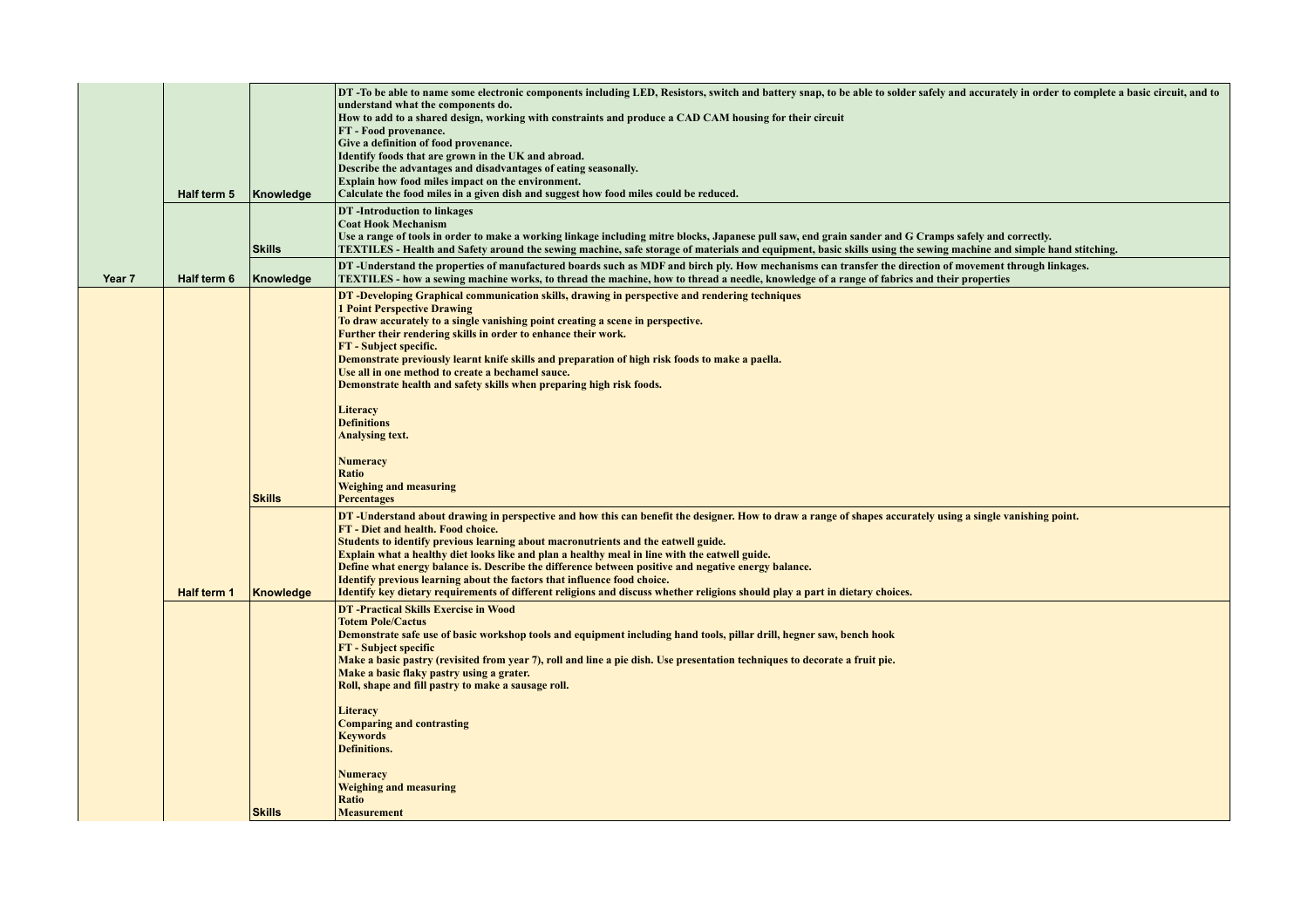| | | | |
|---|---|---|---|
| | Half term 5 | Knowledge | DT -To be able to name some electronic components including LED, Resistors, switch and battery snap, to be able to solder safely and accurately in order to complete a basic circuit, and to understand what the components do.<br>How to add to a shared design, working with constraints and produce a CAD CAM housing for their circuit<br>FT - Food provenance.<br>Give a definition of food provenance.<br>Identify foods that are grown in the UK and abroad.<br>Describe the advantages and disadvantages of eating seasonally.<br>Explain how food miles impact on the environment.<br>Calculate the food miles in a given dish and suggest how food miles could be reduced. |
| | | Skills | DT -Introduction to linkages<br>Coat Hook Mechanism<br>Use a range of tools in order to make a working linkage including mitre blocks, Japanese pull saw, end grain sander and G Cramps safely and correctly.<br>TEXTILES - Health and Safety around the sewing machine, safe storage of materials and equipment, basic skills using the sewing machine and simple hand stitching. |
| Year 7 | Half term 6 | Knowledge | DT -Understand the properties of manufactured boards such as MDF and birch ply. How mechanisms can transfer the direction of movement through linkages.<br>TEXTILES - how a sewing machine works, to thread the machine, how to thread a needle, knowledge of a range of fabrics and their properties |
| | | Skills | DT -Developing Graphical communication skills, drawing in perspective and rendering techniques<br>1 Point Perspective Drawing<br>To draw accurately to a single vanishing point creating a scene in perspective.<br>Further their rendering skills in order to enhance their work.<br>FT - Subject specific.<br>Demonstrate previously learnt knife skills and preparation of high risk foods to make a paella.<br>Use all in one method to create a bechamel sauce.<br>Demonstrate health and safety skills when preparing high risk foods.<br><br>Literacy<br>Definitions<br>Analysing text.<br><br>Numeracy<br>Ratio<br>Weighing and measuring<br>Percentages |
| | Half term 1 | Knowledge | DT -Understand about drawing in perspective and how this can benefit the designer. How to draw a range of shapes accurately using a single vanishing point.<br>FT - Diet and health. Food choice.<br>Students to identify previous learning about macronutrients and the eatwell guide.<br>Explain what a healthy diet looks like and plan a healthy meal in line with the eatwell guide.<br>Define what energy balance is. Describe the difference between positive and negative energy balance.<br>Identify previous learning about the factors that influence food choice.<br>Identify key dietary requirements of different religions and discuss whether religions should play a part in dietary choices. |
| | | Skills | DT -Practical Skills Exercise in Wood<br>Totem Pole/Cactus<br>Demonstrate safe use of basic workshop tools and equipment including hand tools, pillar drill, hegner saw, bench hook<br>FT - Subject specific<br>Make a basic pastry (revisited from year 7), roll and line a pie dish. Use presentation techniques to decorate a fruit pie.<br>Make a basic flaky pastry using a grater.<br>Roll, shape and fill pastry to make a sausage roll.<br><br>Literacy<br>Comparing and contrasting<br>Keywords<br>Definitions.<br><br>Numeracy<br>Weighing and measuring<br>Ratio<br>Measurement |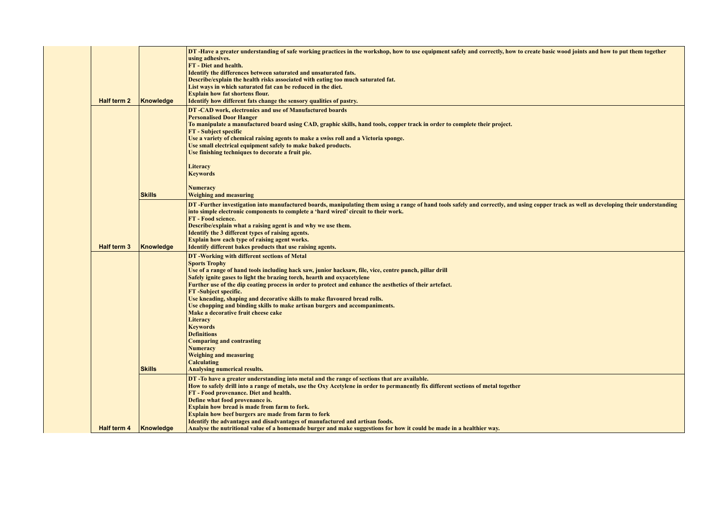| | | |
|---|---|---|
| Half term 2 | Knowledge | DT -Have a greater understanding of safe working practices in the workshop, how to use equipment safely and correctly, how to create basic wood joints and how to put them together using adhesives.<br>FT - Diet and health.<br>Identify the differences between saturated and unsaturated fats.<br>Describe/explain the health risks associated with eating too much saturated fat.<br>List ways in which saturated fat can be reduced in the diet.<br>Explain how fat shortens flour.<br>Identify how different fats change the sensory qualities of pastry. |
| | Skills | DT -CAD work, electronics and use of Manufactured boards<br>Personalised Door Hanger<br>To manipulate a manufactured board using CAD, graphic skills, hand tools, copper track in order to complete their project.<br>FT - Subject specific<br>Use a variety of chemical raising agents to make a swiss roll and a Victoria sponge.<br>Use small electrical equipment safely to make baked products.<br>Use finishing techniques to decorate a fruit pie.<br><br>Literacy<br>Keywords<br><br>Numeracy<br>Weighing and measuring |
| Half term 3 | Knowledge | DT -Further investigation into manufactured boards, manipulating them using a range of hand tools safely and correctly, and using copper track as well as developing their understanding into simple electronic components to complete a 'hard wired' circuit to their work.<br>FT - Food science.<br>Describe/explain what a raising agent is and why we use them.<br>Identify the 3 different types of raising agents.<br>Explain how each type of raising agent works.<br>Identify different bakes products that use raising agents. |
| | Skills | DT -Working with different sections of Metal<br>Sports Trophy<br>Use of a range of hand tools including hack saw, junior hacksaw, file, vice, centre punch, pillar drill<br>Safely ignite gases to light the brazing torch, hearth and oxyacetylene<br>Further use of the dip coating process in order to protect and enhance the aesthetics of their artefact.<br>FT -Subject specific.<br>Use kneading, shaping and decorative skills to make flavoured bread rolls.<br>Use chopping and binding skills to make artisan burgers and accompaniments.<br>Make a decorative fruit cheese cake<br>Literacy<br>Keywords<br>Definitions<br>Comparing and contrasting<br>Numeracy<br>Weighing and measuring<br>Calculating<br>Analysing numerical results. |
| Half term 4 | Knowledge | DT -To have a greater understanding into metal and the range of sections that are available.<br>How to safely drill into a range of metals, use the Oxy Acetylene in order to permanently fix different sections of metal together<br>FT - Food provenance. Diet and health.<br>Define what food provenance is.<br>Explain how bread is made from farm to fork.<br>Explain how beef burgers are made from farm to fork<br>Identify the advantages and disadvantages of manufactured and artisan foods.<br>Analyse the nutritional value of a homemade burger and make suggestions for how it could be made in a healthier way. |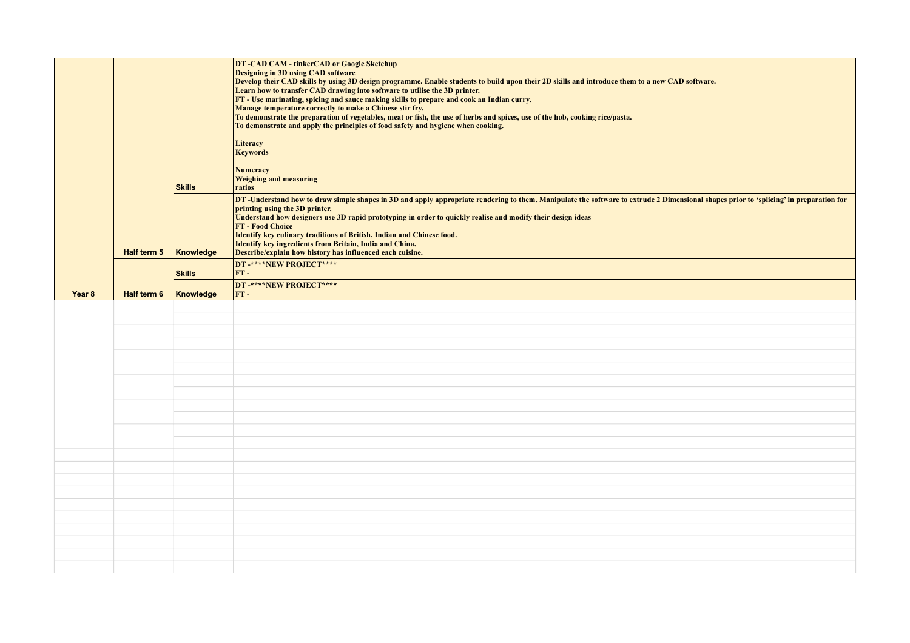| | | | |
|---|---|---|---|
| | | Skills | **DT -CAD CAM - tinkerCAD or Google Sketchup**<br>**Designing in 3D using CAD software**<br>**Develop their CAD skills by using 3D design programme. Enable students to build upon their 2D skills and introduce them to a new CAD software.**<br>**Learn how to transfer CAD drawing into software to utilise the 3D printer.**<br>**FT - Use marinating, spicing and sauce making skills to prepare and cook an Indian curry.**<br>**Manage temperature correctly to make a Chinese stir fry.**<br>**To demonstrate the preparation of vegetables, meat or fish, the use of herbs and spices, use of the hob, cooking rice/pasta.**<br>**To demonstrate and apply the principles of food safety and hygiene when cooking.**<br><br>**Literacy**<br>**Keywords**<br><br>**Numeracy**<br>**Weighing and measuring**<br>**ratios** |
| | Half term 5 | Knowledge | **DT -Understand how to draw simple shapes in 3D and apply appropriate rendering to them. Manipulate the software to extrude 2 Dimensional shapes prior to 'splicing' in preparation for printing using the 3D printer.**<br>**Understand how designers use 3D rapid prototyping in order to quickly realise and modify their design ideas**<br>**FT - Food Choice**<br>**Identify key culinary traditions of British, Indian and Chinese food.**<br>**Identify key ingredients from Britain, India and China.**<br>**Describe/explain how history has influenced each cuisine.** |
| | | Skills | **DT -****NEW PROJECT******<br>**FT -** |
| Year 8 | Half term 6 | Knowledge | **DT -****NEW PROJECT******<br>**FT -** |